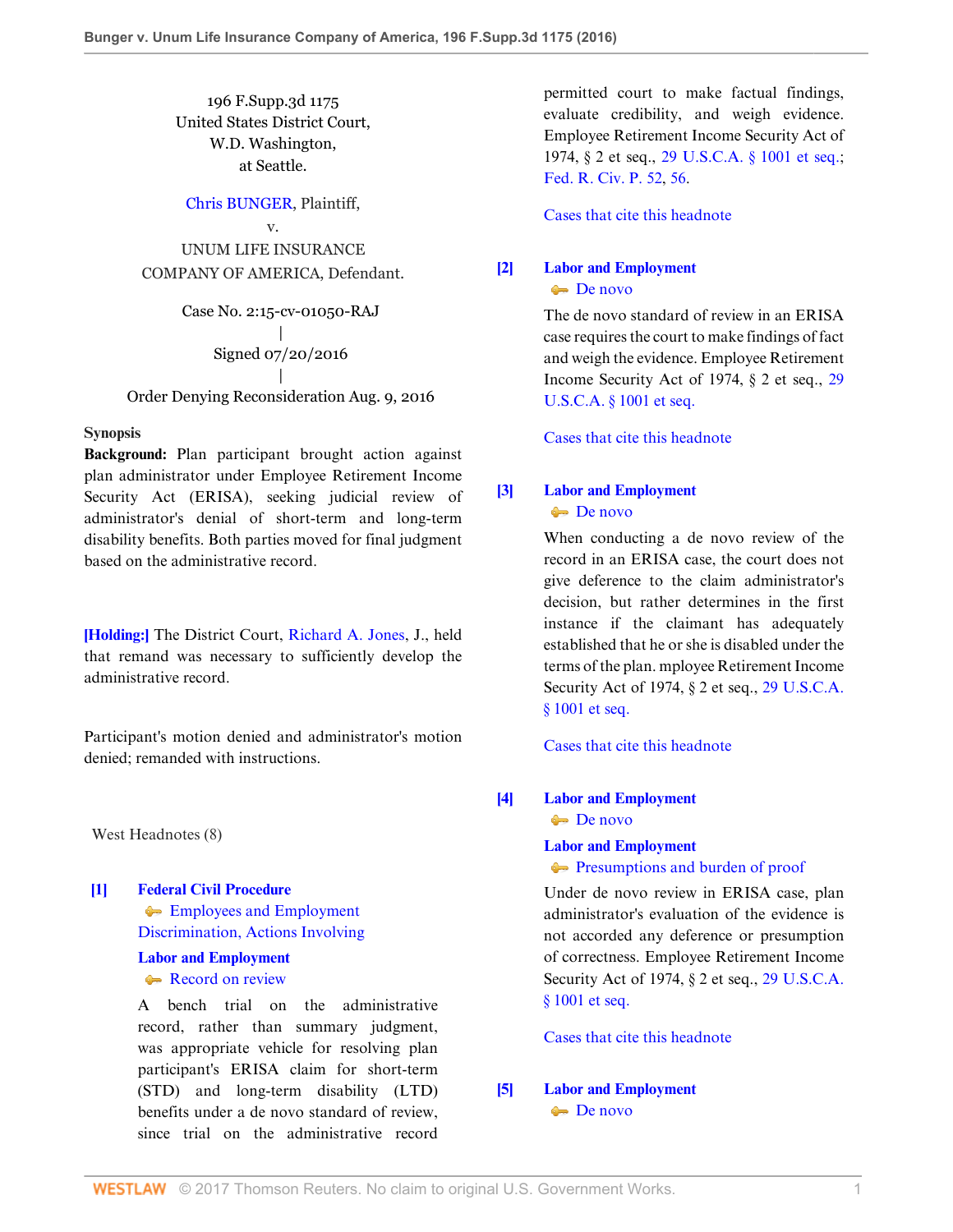196 F.Supp.3d 1175
United States District Court,
W.D. Washington,
at Seattle.

Chris BUNGER, Plaintiff,
v.
UNUM LIFE INSURANCE COMPANY OF AMERICA, Defendant.

Case No. 2:15-cv-01050-RAJ
|
Signed 07/20/2016
|
Order Denying Reconsideration Aug. 9, 2016

**Synopsis**

**Background:** Plan participant brought action against plan administrator under Employee Retirement Income Security Act (ERISA), seeking judicial review of administrator's denial of short-term and long-term disability benefits. Both parties moved for final judgment based on the administrative record.

**[Holding:]** The District Court, Richard A. Jones, J., held that remand was necessary to sufficiently develop the administrative record.

Participant's motion denied and administrator's motion denied; remanded with instructions.

West Headnotes (8)

**[1] Federal Civil Procedure**
Employees and Employment Discrimination, Actions Involving
**Labor and Employment**
Record on review

A bench trial on the administrative record, rather than summary judgment, was appropriate vehicle for resolving plan participant's ERISA claim for short-term (STD) and long-term disability (LTD) benefits under a de novo standard of review, since trial on the administrative record permitted court to make factual findings, evaluate credibility, and weigh evidence. Employee Retirement Income Security Act of 1974, § 2 et seq., 29 U.S.C.A. § 1001 et seq.; Fed. R. Civ. P. 52, 56.

Cases that cite this headnote

**[2] Labor and Employment**
De novo

The de novo standard of review in an ERISA case requires the court to make findings of fact and weigh the evidence. Employee Retirement Income Security Act of 1974, § 2 et seq., 29 U.S.C.A. § 1001 et seq.

Cases that cite this headnote

**[3] Labor and Employment**
De novo

When conducting a de novo review of the record in an ERISA case, the court does not give deference to the claim administrator's decision, but rather determines in the first instance if the claimant has adequately established that he or she is disabled under the terms of the plan. mployee Retirement Income Security Act of 1974, § 2 et seq., 29 U.S.C.A. § 1001 et seq.

Cases that cite this headnote

**[4] Labor and Employment**
De novo
**Labor and Employment**
Presumptions and burden of proof

Under de novo review in ERISA case, plan administrator's evaluation of the evidence is not accorded any deference or presumption of correctness. Employee Retirement Income Security Act of 1974, § 2 et seq., 29 U.S.C.A. § 1001 et seq.

Cases that cite this headnote

**[5] Labor and Employment**
De novo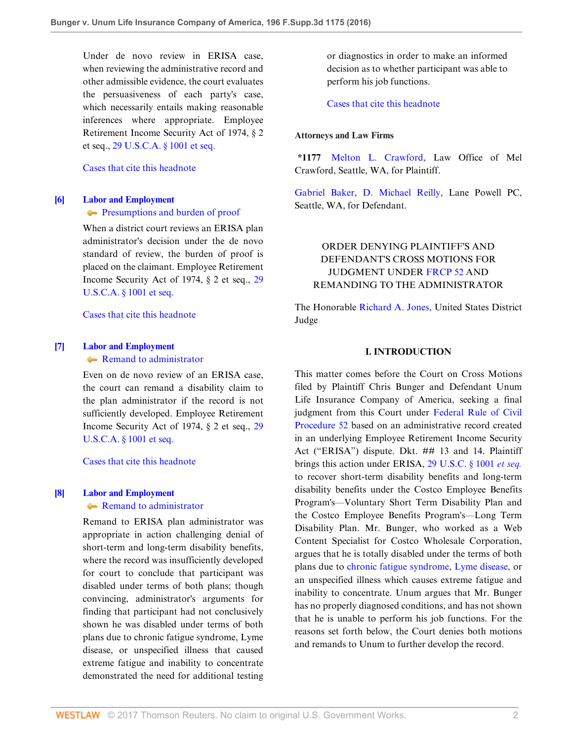Under de novo review in ERISA case, when reviewing the administrative record and other admissible evidence, the court evaluates the persuasiveness of each party's case, which necessarily entails making reasonable inferences where appropriate. Employee Retirement Income Security Act of 1974, § 2 et seq., 29 U.S.C.A. § 1001 et seq.

Cases that cite this headnote

**[6]** **Labor and Employment**
Presumptions and burden of proof

When a district court reviews an ERISA plan administrator's decision under the de novo standard of review, the burden of proof is placed on the claimant. Employee Retirement Income Security Act of 1974, § 2 et seq., 29 U.S.C.A. § 1001 et seq.

Cases that cite this headnote

**[7]** **Labor and Employment**
Remand to administrator

Even on de novo review of an ERISA case, the court can remand a disability claim to the plan administrator if the record is not sufficiently developed. Employee Retirement Income Security Act of 1974, § 2 et seq., 29 U.S.C.A. § 1001 et seq.

Cases that cite this headnote

**[8]** **Labor and Employment**
Remand to administrator

Remand to ERISA plan administrator was appropriate in action challenging denial of short-term and long-term disability benefits, where the record was insufficiently developed for court to conclude that participant was disabled under terms of both plans; though convincing, administrator's arguments for finding that participant had not conclusively shown he was disabled under terms of both plans due to chronic fatigue syndrome, Lyme disease, or unspecified illness that caused extreme fatigue and inability to concentrate demonstrated the need for additional testing or diagnostics in order to make an informed decision as to whether participant was able to perform his job functions.

Cases that cite this headnote

**Attorneys and Law Firms**

**\*1177** Melton L. Crawford, Law Office of Mel Crawford, Seattle, WA, for Plaintiff.

Gabriel Baker, D. Michael Reilly, Lane Powell PC, Seattle, WA, for Defendant.

ORDER DENYING PLAINTIFF'S AND DEFENDANT'S CROSS MOTIONS FOR JUDGMENT UNDER FRCP 52 AND REMANDING TO THE ADMINISTRATOR

The Honorable Richard A. Jones, United States District Judge

## I. INTRODUCTION

This matter comes before the Court on Cross Motions filed by Plaintiff Chris Bunger and Defendant Unum Life Insurance Company of America, seeking a final judgment from this Court under Federal Rule of Civil Procedure 52 based on an administrative record created in an underlying Employee Retirement Income Security Act ("ERISA") dispute. Dkt. ## 13 and 14. Plaintiff brings this action under ERISA, 29 U.S.C. § 1001 *et seq.* to recover short-term disability benefits and long-term disability benefits under the Costco Employee Benefits Program's—Voluntary Short Term Disability Plan and the Costco Employee Benefits Program's—Long Term Disability Plan. Mr. Bunger, who worked as a Web Content Specialist for Costco Wholesale Corporation, argues that he is totally disabled under the terms of both plans due to chronic fatigue syndrome, Lyme disease, or an unspecified illness which causes extreme fatigue and inability to concentrate. Unum argues that Mr. Bunger has no properly diagnosed conditions, and has not shown that he is unable to perform his job functions. For the reasons set forth below, the Court denies both motions and remands to Unum to further develop the record.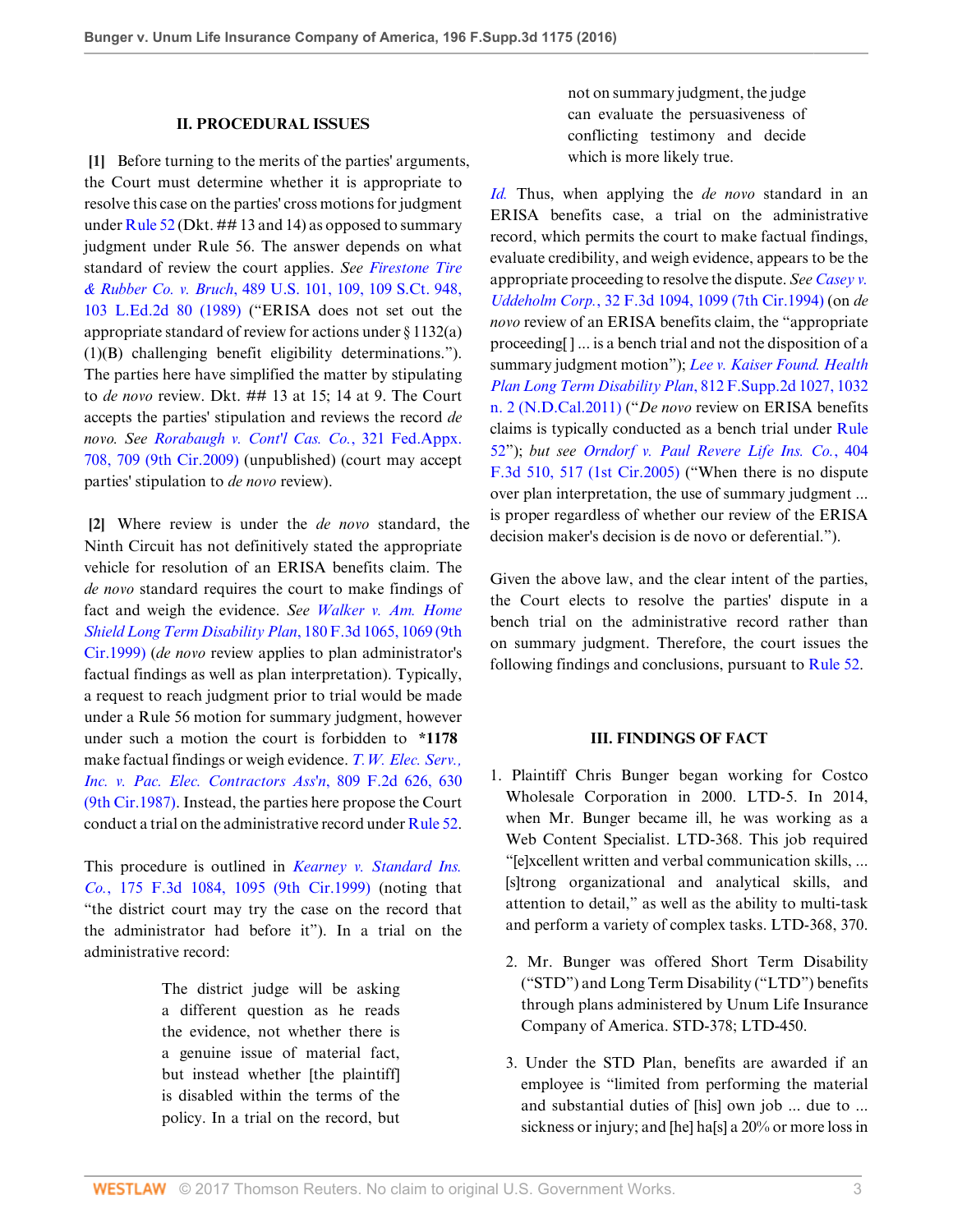## II. PROCEDURAL ISSUES

**[1]** Before turning to the merits of the parties' arguments, the Court must determine whether it is appropriate to resolve this case on the parties' cross motions for judgment under Rule 52 (Dkt. ## 13 and 14) as opposed to summary judgment under Rule 56. The answer depends on what standard of review the court applies. *See Firestone Tire & Rubber Co. v. Bruch*, 489 U.S. 101, 109, 109 S.Ct. 948, 103 L.Ed.2d 80 (1989) ("ERISA does not set out the appropriate standard of review for actions under § 1132(a)(1)(B) challenging benefit eligibility determinations."). The parties here have simplified the matter by stipulating to *de novo* review. Dkt. ## 13 at 15; 14 at 9. The Court accepts the parties' stipulation and reviews the record *de novo*. *See Rorabaugh v. Cont'l Cas. Co.*, 321 Fed.Appx. 708, 709 (9th Cir.2009) (unpublished) (court may accept parties' stipulation to *de novo* review).

**[2]** Where review is under the *de novo* standard, the Ninth Circuit has not definitively stated the appropriate vehicle for resolution of an ERISA benefits claim. The *de novo* standard requires the court to make findings of fact and weigh the evidence. *See Walker v. Am. Home Shield Long Term Disability Plan*, 180 F.3d 1065, 1069 (9th Cir.1999) (*de novo* review applies to plan administrator's factual findings as well as plan interpretation). Typically, a request to reach judgment prior to trial would be made under a Rule 56 motion for summary judgment, however under such a motion the court is forbidden to **\*1178** make factual findings or weigh evidence. *T.W. Elec. Serv., Inc. v. Pac. Elec. Contractors Ass'n*, 809 F.2d 626, 630 (9th Cir.1987). Instead, the parties here propose the Court conduct a trial on the administrative record under Rule 52.

This procedure is outlined in *Kearney v. Standard Ins. Co.*, 175 F.3d 1084, 1095 (9th Cir.1999) (noting that "the district court may try the case on the record that the administrator had before it"). In a trial on the administrative record:

> The district judge will be asking a different question as he reads the evidence, not whether there is a genuine issue of material fact, but instead whether [the plaintiff] is disabled within the terms of the policy. In a trial on the record, but not on summary judgment, the judge can evaluate the persuasiveness of conflicting testimony and decide which is more likely true.

*Id.* Thus, when applying the *de novo* standard in an ERISA benefits case, a trial on the administrative record, which permits the court to make factual findings, evaluate credibility, and weigh evidence, appears to be the appropriate proceeding to resolve the dispute. *See Casey v. Uddeholm Corp.*, 32 F.3d 1094, 1099 (7th Cir.1994) (on *de novo* review of an ERISA benefits claim, the "appropriate proceeding[ ] ... is a bench trial and not the disposition of a summary judgment motion"); *Lee v. Kaiser Found. Health Plan Long Term Disability Plan*, 812 F.Supp.2d 1027, 1032 n. 2 (N.D.Cal.2011) ("*De novo* review on ERISA benefits claims is typically conducted as a bench trial under Rule 52"); *but see Orndorf v. Paul Revere Life Ins. Co.*, 404 F.3d 510, 517 (1st Cir.2005) ("When there is no dispute over plan interpretation, the use of summary judgment ... is proper regardless of whether our review of the ERISA decision maker's decision is de novo or deferential.").

Given the above law, and the clear intent of the parties, the Court elects to resolve the parties' dispute in a bench trial on the administrative record rather than on summary judgment. Therefore, the court issues the following findings and conclusions, pursuant to Rule 52.

## III. FINDINGS OF FACT

1. Plaintiff Chris Bunger began working for Costco Wholesale Corporation in 2000. LTD-5. In 2014, when Mr. Bunger became ill, he was working as a Web Content Specialist. LTD-368. This job required "[e]xcellent written and verbal communication skills, ... [s]trong organizational and analytical skills, and attention to detail," as well as the ability to multi-task and perform a variety of complex tasks. LTD-368, 370.

2. Mr. Bunger was offered Short Term Disability ("STD") and Long Term Disability ("LTD") benefits through plans administered by Unum Life Insurance Company of America. STD-378; LTD-450.

3. Under the STD Plan, benefits are awarded if an employee is "limited from performing the material and substantial duties of [his] own job ... due to ... sickness or injury; and [he] ha[s] a 20% or more loss in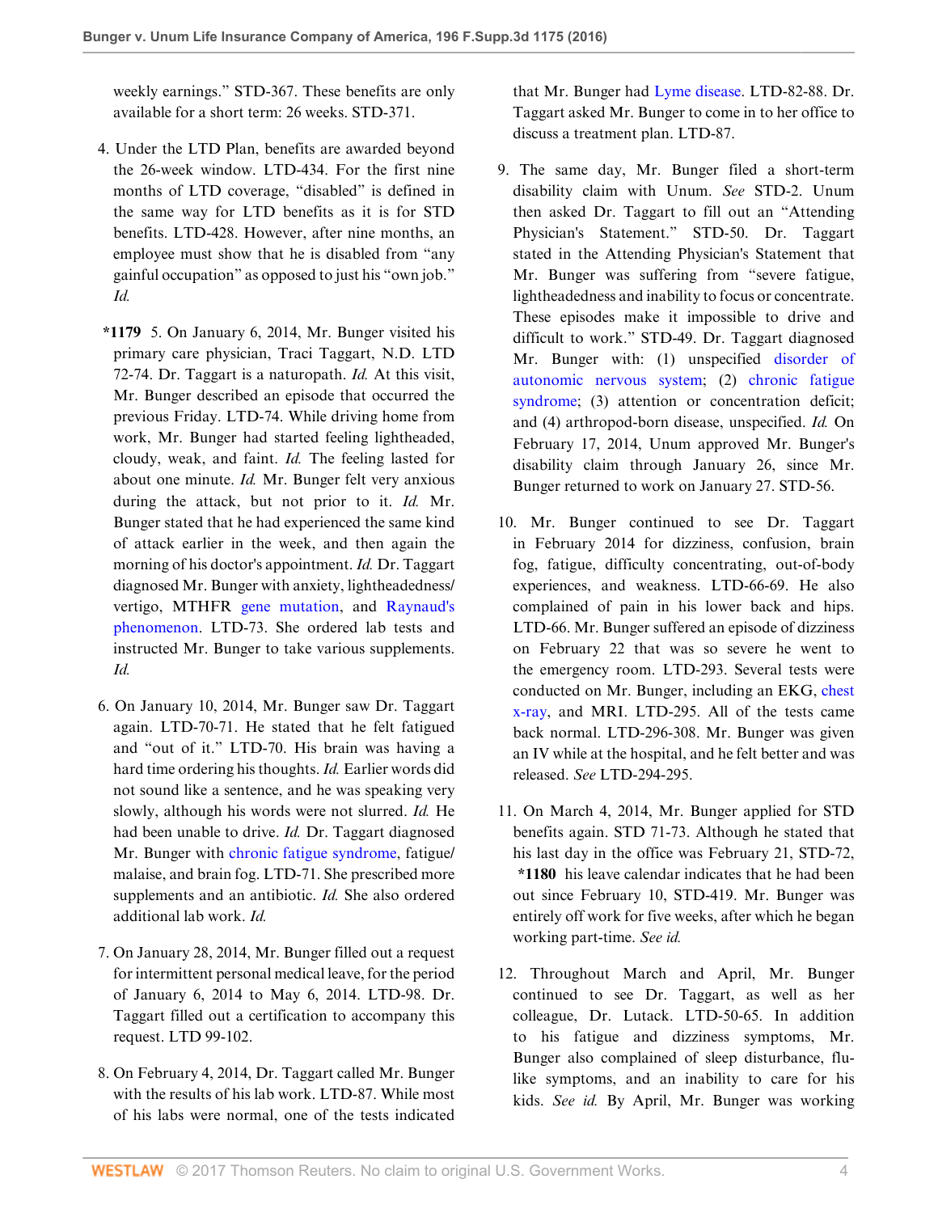weekly earnings." STD-367. These benefits are only available for a short term: 26 weeks. STD-371.

4. Under the LTD Plan, benefits are awarded beyond the 26-week window. LTD-434. For the first nine months of LTD coverage, "disabled" is defined in the same way for LTD benefits as it is for STD benefits. LTD-428. However, after nine months, an employee must show that he is disabled from "any gainful occupation" as opposed to just his "own job." *Id.*

5. **\*1179** On January 6, 2014, Mr. Bunger visited his primary care physician, Traci Taggart, N.D. LTD 72-74. Dr. Taggart is a naturopath. *Id.* At this visit, Mr. Bunger described an episode that occurred the previous Friday. LTD-74. While driving home from work, Mr. Bunger had started feeling lightheaded, cloudy, weak, and faint. *Id.* The feeling lasted for about one minute. *Id.* Mr. Bunger felt very anxious during the attack, but not prior to it. *Id.* Mr. Bunger stated that he had experienced the same kind of attack earlier in the week, and then again the morning of his doctor's appointment. *Id.* Dr. Taggart diagnosed Mr. Bunger with anxiety, lightheadedness/vertigo, MTHFR gene mutation, and Raynaud's phenomenon. LTD-73. She ordered lab tests and instructed Mr. Bunger to take various supplements. *Id.*

6. On January 10, 2014, Mr. Bunger saw Dr. Taggart again. LTD-70-71. He stated that he felt fatigued and "out of it." LTD-70. His brain was having a hard time ordering his thoughts. *Id.* Earlier words did not sound like a sentence, and he was speaking very slowly, although his words were not slurred. *Id.* He had been unable to drive. *Id.* Dr. Taggart diagnosed Mr. Bunger with chronic fatigue syndrome, fatigue/malaise, and brain fog. LTD-71. She prescribed more supplements and an antibiotic. *Id.* She also ordered additional lab work. *Id.*

7. On January 28, 2014, Mr. Bunger filled out a request for intermittent personal medical leave, for the period of January 6, 2014 to May 6, 2014. LTD-98. Dr. Taggart filled out a certification to accompany this request. LTD 99-102.

8. On February 4, 2014, Dr. Taggart called Mr. Bunger with the results of his lab work. LTD-87. While most of his labs were normal, one of the tests indicated that Mr. Bunger had Lyme disease. LTD-82-88. Dr. Taggart asked Mr. Bunger to come in to her office to discuss a treatment plan. LTD-87.

9. The same day, Mr. Bunger filed a short-term disability claim with Unum. *See* STD-2. Unum then asked Dr. Taggart to fill out an "Attending Physician's Statement." STD-50. Dr. Taggart stated in the Attending Physician's Statement that Mr. Bunger was suffering from "severe fatigue, lightheadedness and inability to focus or concentrate. These episodes make it impossible to drive and difficult to work." STD-49. Dr. Taggart diagnosed Mr. Bunger with: (1) unspecified disorder of autonomic nervous system; (2) chronic fatigue syndrome; (3) attention or concentration deficit; and (4) arthropod-born disease, unspecified. *Id.* On February 17, 2014, Unum approved Mr. Bunger's disability claim through January 26, since Mr. Bunger returned to work on January 27. STD-56.

10. Mr. Bunger continued to see Dr. Taggart in February 2014 for dizziness, confusion, brain fog, fatigue, difficulty concentrating, out-of-body experiences, and weakness. LTD-66-69. He also complained of pain in his lower back and hips. LTD-66. Mr. Bunger suffered an episode of dizziness on February 22 that was so severe he went to the emergency room. LTD-293. Several tests were conducted on Mr. Bunger, including an EKG, chest x-ray, and MRI. LTD-295. All of the tests came back normal. LTD-296-308. Mr. Bunger was given an IV while at the hospital, and he felt better and was released. *See* LTD-294-295.

11. On March 4, 2014, Mr. Bunger applied for STD benefits again. STD 71-73. Although he stated that his last day in the office was February 21, STD-72, **\*1180** his leave calendar indicates that he had been out since February 10, STD-419. Mr. Bunger was entirely off work for five weeks, after which he began working part-time. *See id.*

12. Throughout March and April, Mr. Bunger continued to see Dr. Taggart, as well as her colleague, Dr. Lutack. LTD-50-65. In addition to his fatigue and dizziness symptoms, Mr. Bunger also complained of sleep disturbance, flu-like symptoms, and an inability to care for his kids. *See id.* By April, Mr. Bunger was working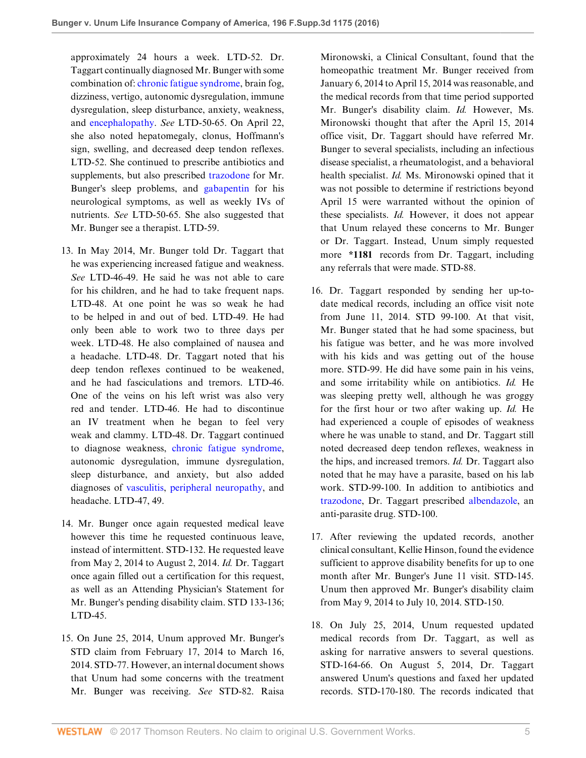approximately 24 hours a week. LTD-52. Dr. Taggart continually diagnosed Mr. Bunger with some combination of: chronic fatigue syndrome, brain fog, dizziness, vertigo, autonomic dysregulation, immune dysregulation, sleep disturbance, anxiety, weakness, and encephalopathy. *See* LTD-50-65. On April 22, she also noted hepatomegaly, clonus, Hoffmann's sign, swelling, and decreased deep tendon reflexes. LTD-52. She continued to prescribe antibiotics and supplements, but also prescribed trazodone for Mr. Bunger's sleep problems, and gabapentin for his neurological symptoms, as well as weekly IVs of nutrients. *See* LTD-50-65. She also suggested that Mr. Bunger see a therapist. LTD-59.

13. In May 2014, Mr. Bunger told Dr. Taggart that he was experiencing increased fatigue and weakness. *See* LTD-46-49. He said he was not able to care for his children, and he had to take frequent naps. LTD-48. At one point he was so weak he had to be helped in and out of bed. LTD-49. He had only been able to work two to three days per week. LTD-48. He also complained of nausea and a headache. LTD-48. Dr. Taggart noted that his deep tendon reflexes continued to be weakened, and he had fasciculations and tremors. LTD-46. One of the veins on his left wrist was also very red and tender. LTD-46. He had to discontinue an IV treatment when he began to feel very weak and clammy. LTD-48. Dr. Taggart continued to diagnose weakness, chronic fatigue syndrome, autonomic dysregulation, immune dysregulation, sleep disturbance, and anxiety, but also added diagnoses of vasculitis, peripheral neuropathy, and headache. LTD-47, 49.

14. Mr. Bunger once again requested medical leave however this time he requested continuous leave, instead of intermittent. STD-132. He requested leave from May 2, 2014 to August 2, 2014. *Id.* Dr. Taggart once again filled out a certification for this request, as well as an Attending Physician's Statement for Mr. Bunger's pending disability claim. STD 133-136; LTD-45.

15. On June 25, 2014, Unum approved Mr. Bunger's STD claim from February 17, 2014 to March 16, 2014. STD-77. However, an internal document shows that Unum had some concerns with the treatment Mr. Bunger was receiving. *See* STD-82. Raisa Mironowski, a Clinical Consultant, found that the homeopathic treatment Mr. Bunger received from January 6, 2014 to April 15, 2014 was reasonable, and the medical records from that time period supported Mr. Bunger's disability claim. *Id.* However, Ms. Mironowski thought that after the April 15, 2014 office visit, Dr. Taggart should have referred Mr. Bunger to several specialists, including an infectious disease specialist, a rheumatologist, and a behavioral health specialist. *Id.* Ms. Mironowski opined that it was not possible to determine if restrictions beyond April 15 were warranted without the opinion of these specialists. *Id.* However, it does not appear that Unum relayed these concerns to Mr. Bunger or Dr. Taggart. Instead, Unum simply requested more **\*1181** records from Dr. Taggart, including any referrals that were made. STD-88.

16. Dr. Taggart responded by sending her up-to-date medical records, including an office visit note from June 11, 2014. STD 99-100. At that visit, Mr. Bunger stated that he had some spaciness, but his fatigue was better, and he was more involved with his kids and was getting out of the house more. STD-99. He did have some pain in his veins, and some irritability while on antibiotics. *Id.* He was sleeping pretty well, although he was groggy for the first hour or two after waking up. *Id.* He had experienced a couple of episodes of weakness where he was unable to stand, and Dr. Taggart still noted decreased deep tendon reflexes, weakness in the hips, and increased tremors. *Id.* Dr. Taggart also noted that he may have a parasite, based on his lab work. STD-99-100. In addition to antibiotics and trazodone, Dr. Taggart prescribed albendazole, an anti-parasite drug. STD-100.

17. After reviewing the updated records, another clinical consultant, Kellie Hinson, found the evidence sufficient to approve disability benefits for up to one month after Mr. Bunger's June 11 visit. STD-145. Unum then approved Mr. Bunger's disability claim from May 9, 2014 to July 10, 2014. STD-150.

18. On July 25, 2014, Unum requested updated medical records from Dr. Taggart, as well as asking for narrative answers to several questions. STD-164-66. On August 5, 2014, Dr. Taggart answered Unum's questions and faxed her updated records. STD-170-180. The records indicated that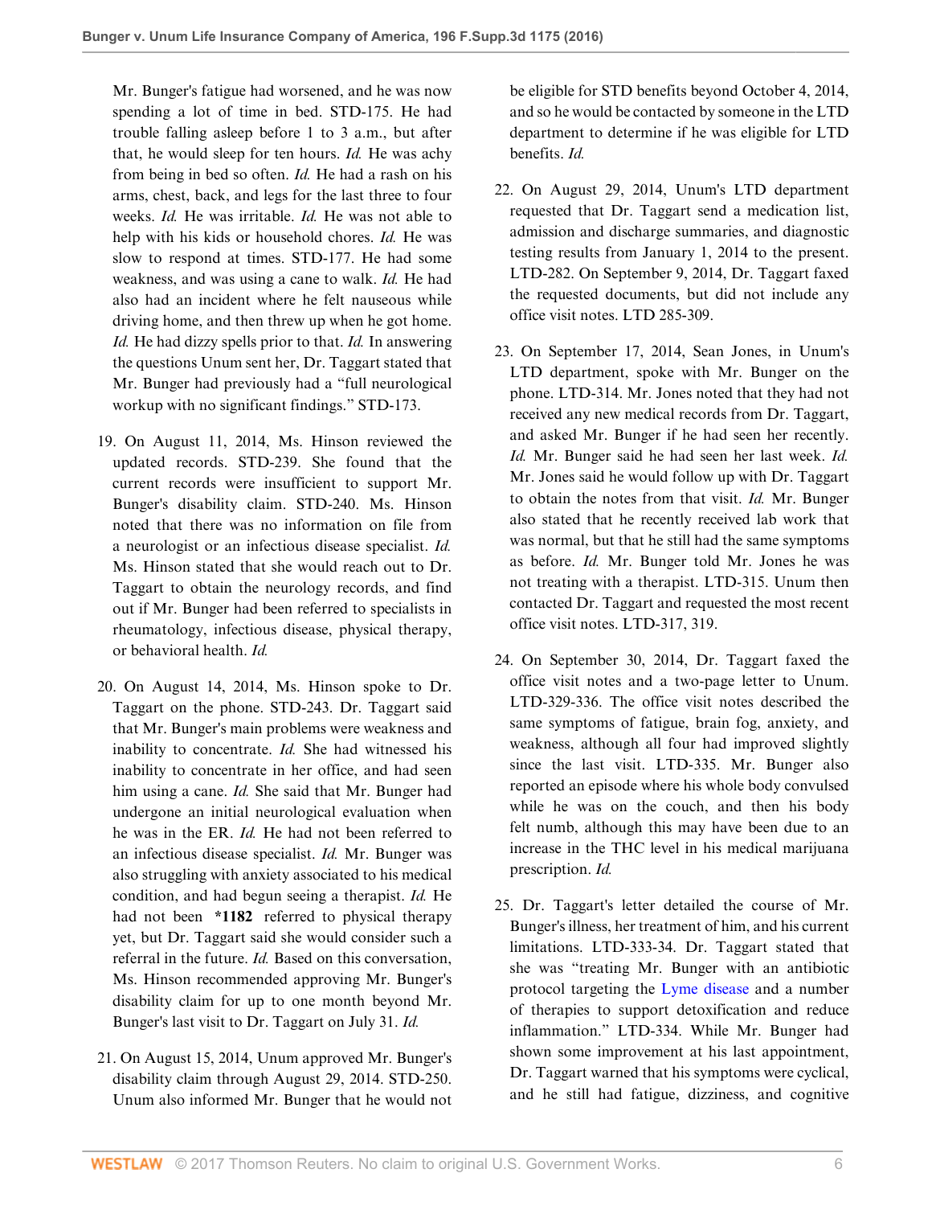Mr. Bunger's fatigue had worsened, and he was now spending a lot of time in bed. STD-175. He had trouble falling asleep before 1 to 3 a.m., but after that, he would sleep for ten hours. *Id.* He was achy from being in bed so often. *Id.* He had a rash on his arms, chest, back, and legs for the last three to four weeks. *Id.* He was irritable. *Id.* He was not able to help with his kids or household chores. *Id.* He was slow to respond at times. STD-177. He had some weakness, and was using a cane to walk. *Id.* He had also had an incident where he felt nauseous while driving home, and then threw up when he got home. *Id.* He had dizzy spells prior to that. *Id.* In answering the questions Unum sent her, Dr. Taggart stated that Mr. Bunger had previously had a "full neurological workup with no significant findings." STD-173.

19. On August 11, 2014, Ms. Hinson reviewed the updated records. STD-239. She found that the current records were insufficient to support Mr. Bunger's disability claim. STD-240. Ms. Hinson noted that there was no information on file from a neurologist or an infectious disease specialist. *Id.* Ms. Hinson stated that she would reach out to Dr. Taggart to obtain the neurology records, and find out if Mr. Bunger had been referred to specialists in rheumatology, infectious disease, physical therapy, or behavioral health. *Id.*

20. On August 14, 2014, Ms. Hinson spoke to Dr. Taggart on the phone. STD-243. Dr. Taggart said that Mr. Bunger's main problems were weakness and inability to concentrate. *Id.* She had witnessed his inability to concentrate in her office, and had seen him using a cane. *Id.* She said that Mr. Bunger had undergone an initial neurological evaluation when he was in the ER. *Id.* He had not been referred to an infectious disease specialist. *Id.* Mr. Bunger was also struggling with anxiety associated to his medical condition, and had begun seeing a therapist. *Id.* He had not been **\*1182** referred to physical therapy yet, but Dr. Taggart said she would consider such a referral in the future. *Id.* Based on this conversation, Ms. Hinson recommended approving Mr. Bunger's disability claim for up to one month beyond Mr. Bunger's last visit to Dr. Taggart on July 31. *Id.*

21. On August 15, 2014, Unum approved Mr. Bunger's disability claim through August 29, 2014. STD-250. Unum also informed Mr. Bunger that he would not be eligible for STD benefits beyond October 4, 2014, and so he would be contacted by someone in the LTD department to determine if he was eligible for LTD benefits. *Id.*

22. On August 29, 2014, Unum's LTD department requested that Dr. Taggart send a medication list, admission and discharge summaries, and diagnostic testing results from January 1, 2014 to the present. LTD-282. On September 9, 2014, Dr. Taggart faxed the requested documents, but did not include any office visit notes. LTD 285-309.

23. On September 17, 2014, Sean Jones, in Unum's LTD department, spoke with Mr. Bunger on the phone. LTD-314. Mr. Jones noted that they had not received any new medical records from Dr. Taggart, and asked Mr. Bunger if he had seen her recently. *Id.* Mr. Bunger said he had seen her last week. *Id.* Mr. Jones said he would follow up with Dr. Taggart to obtain the notes from that visit. *Id.* Mr. Bunger also stated that he recently received lab work that was normal, but that he still had the same symptoms as before. *Id.* Mr. Bunger told Mr. Jones he was not treating with a therapist. LTD-315. Unum then contacted Dr. Taggart and requested the most recent office visit notes. LTD-317, 319.

24. On September 30, 2014, Dr. Taggart faxed the office visit notes and a two-page letter to Unum. LTD-329-336. The office visit notes described the same symptoms of fatigue, brain fog, anxiety, and weakness, although all four had improved slightly since the last visit. LTD-335. Mr. Bunger also reported an episode where his whole body convulsed while he was on the couch, and then his body felt numb, although this may have been due to an increase in the THC level in his medical marijuana prescription. *Id.*

25. Dr. Taggart's letter detailed the course of Mr. Bunger's illness, her treatment of him, and his current limitations. LTD-333-34. Dr. Taggart stated that she was "treating Mr. Bunger with an antibiotic protocol targeting the Lyme disease and a number of therapies to support detoxification and reduce inflammation." LTD-334. While Mr. Bunger had shown some improvement at his last appointment, Dr. Taggart warned that his symptoms were cyclical, and he still had fatigue, dizziness, and cognitive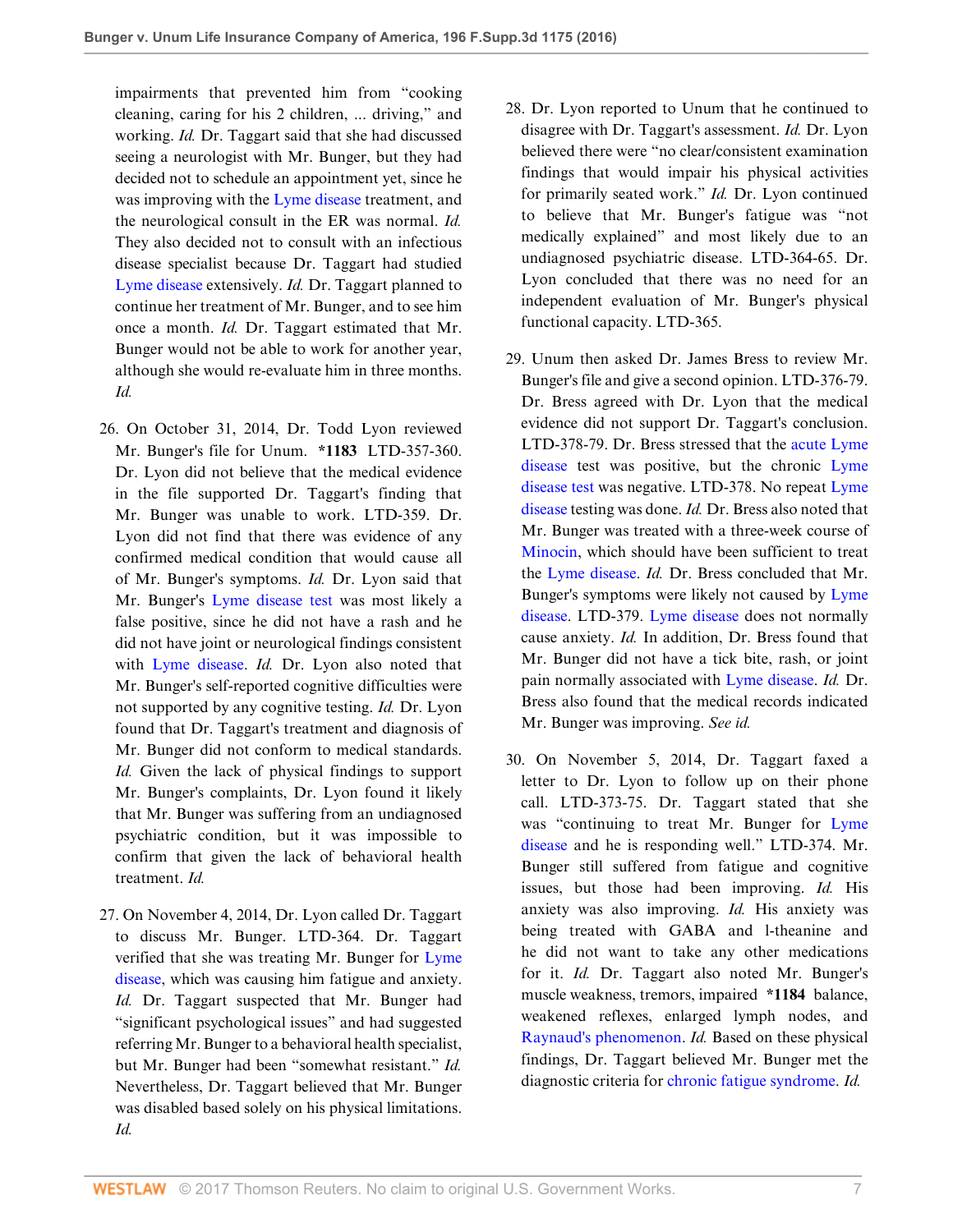impairments that prevented him from "cooking cleaning, caring for his 2 children, ... driving," and working. *Id.* Dr. Taggart said that she had discussed seeing a neurologist with Mr. Bunger, but they had decided not to schedule an appointment yet, since he was improving with the Lyme disease treatment, and the neurological consult in the ER was normal. *Id.* They also decided not to consult with an infectious disease specialist because Dr. Taggart had studied Lyme disease extensively. *Id.* Dr. Taggart planned to continue her treatment of Mr. Bunger, and to see him once a month. *Id.* Dr. Taggart estimated that Mr. Bunger would not be able to work for another year, although she would re-evaluate him in three months. *Id.*

26. On October 31, 2014, Dr. Todd Lyon reviewed Mr. Bunger's file for Unum. **\*1183** LTD-357-360. Dr. Lyon did not believe that the medical evidence in the file supported Dr. Taggart's finding that Mr. Bunger was unable to work. LTD-359. Dr. Lyon did not find that there was evidence of any confirmed medical condition that would cause all of Mr. Bunger's symptoms. *Id.* Dr. Lyon said that Mr. Bunger's Lyme disease test was most likely a false positive, since he did not have a rash and he did not have joint or neurological findings consistent with Lyme disease. *Id.* Dr. Lyon also noted that Mr. Bunger's self-reported cognitive difficulties were not supported by any cognitive testing. *Id.* Dr. Lyon found that Dr. Taggart's treatment and diagnosis of Mr. Bunger did not conform to medical standards. *Id.* Given the lack of physical findings to support Mr. Bunger's complaints, Dr. Lyon found it likely that Mr. Bunger was suffering from an undiagnosed psychiatric condition, but it was impossible to confirm that given the lack of behavioral health treatment. *Id.*

27. On November 4, 2014, Dr. Lyon called Dr. Taggart to discuss Mr. Bunger. LTD-364. Dr. Taggart verified that she was treating Mr. Bunger for Lyme disease, which was causing him fatigue and anxiety. *Id.* Dr. Taggart suspected that Mr. Bunger had "significant psychological issues" and had suggested referring Mr. Bunger to a behavioral health specialist, but Mr. Bunger had been "somewhat resistant." *Id.* Nevertheless, Dr. Taggart believed that Mr. Bunger was disabled based solely on his physical limitations. *Id.*

28. Dr. Lyon reported to Unum that he continued to disagree with Dr. Taggart's assessment. *Id.* Dr. Lyon believed there were "no clear/consistent examination findings that would impair his physical activities for primarily seated work." *Id.* Dr. Lyon continued to believe that Mr. Bunger's fatigue was "not medically explained" and most likely due to an undiagnosed psychiatric disease. LTD-364-65. Dr. Lyon concluded that there was no need for an independent evaluation of Mr. Bunger's physical functional capacity. LTD-365.

29. Unum then asked Dr. James Bress to review Mr. Bunger's file and give a second opinion. LTD-376-79. Dr. Bress agreed with Dr. Lyon that the medical evidence did not support Dr. Taggart's conclusion. LTD-378-79. Dr. Bress stressed that the acute Lyme disease test was positive, but the chronic Lyme disease test was negative. LTD-378. No repeat Lyme disease testing was done. *Id.* Dr. Bress also noted that Mr. Bunger was treated with a three-week course of Minocin, which should have been sufficient to treat the Lyme disease. *Id.* Dr. Bress concluded that Mr. Bunger's symptoms were likely not caused by Lyme disease. LTD-379. Lyme disease does not normally cause anxiety. *Id.* In addition, Dr. Bress found that Mr. Bunger did not have a tick bite, rash, or joint pain normally associated with Lyme disease. *Id.* Dr. Bress also found that the medical records indicated Mr. Bunger was improving. *See id.*

30. On November 5, 2014, Dr. Taggart faxed a letter to Dr. Lyon to follow up on their phone call. LTD-373-75. Dr. Taggart stated that she was "continuing to treat Mr. Bunger for Lyme disease and he is responding well." LTD-374. Mr. Bunger still suffered from fatigue and cognitive issues, but those had been improving. *Id.* His anxiety was also improving. *Id.* His anxiety was being treated with GABA and l-theanine and he did not want to take any other medications for it. *Id.* Dr. Taggart also noted Mr. Bunger's muscle weakness, tremors, impaired **\*1184** balance, weakened reflexes, enlarged lymph nodes, and Raynaud's phenomenon. *Id.* Based on these physical findings, Dr. Taggart believed Mr. Bunger met the diagnostic criteria for chronic fatigue syndrome. *Id.*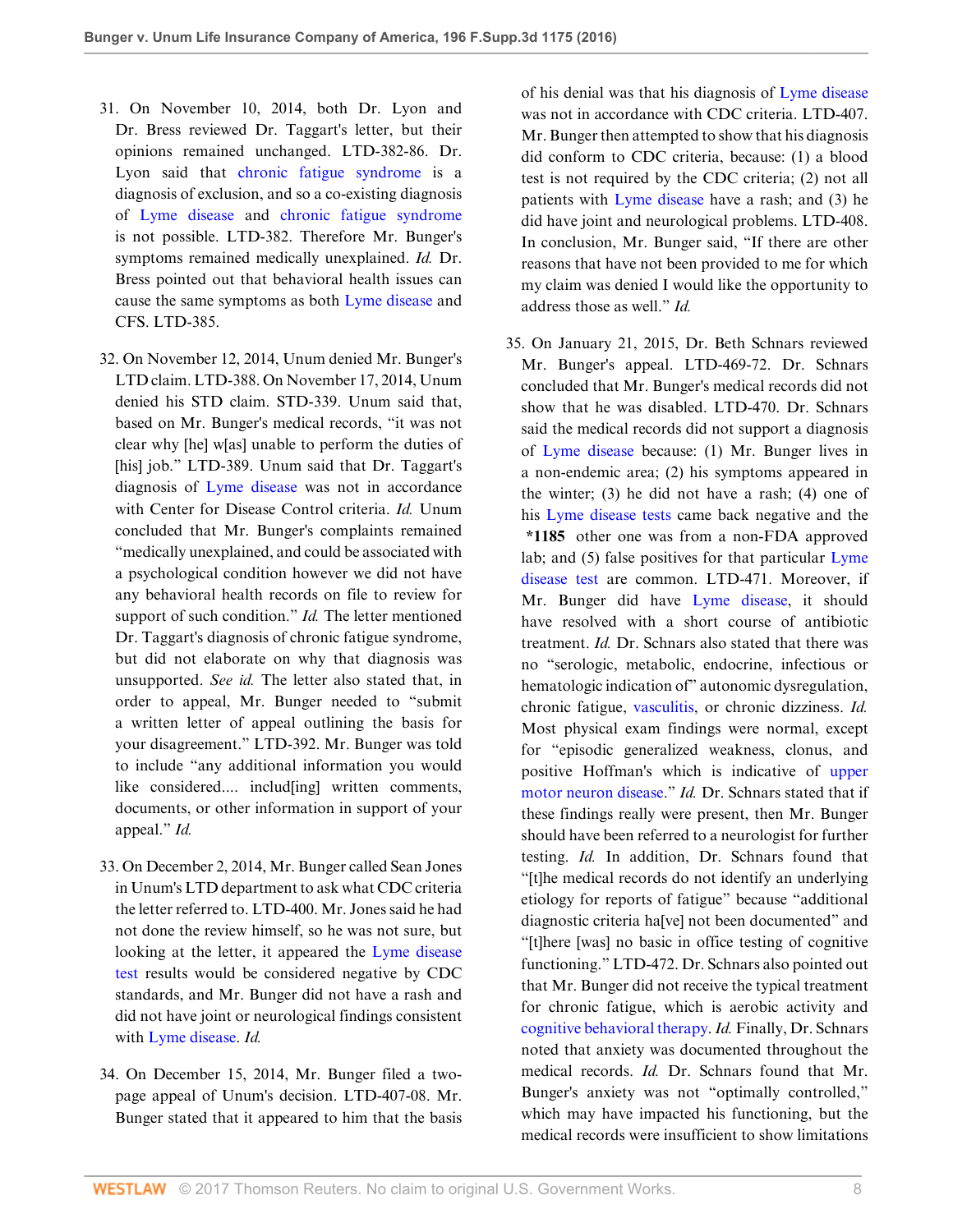31. On November 10, 2014, both Dr. Lyon and Dr. Bress reviewed Dr. Taggart's letter, but their opinions remained unchanged. LTD-382-86. Dr. Lyon said that chronic fatigue syndrome is a diagnosis of exclusion, and so a co-existing diagnosis of Lyme disease and chronic fatigue syndrome is not possible. LTD-382. Therefore Mr. Bunger's symptoms remained medically unexplained. *Id.* Dr. Bress pointed out that behavioral health issues can cause the same symptoms as both Lyme disease and CFS. LTD-385.

32. On November 12, 2014, Unum denied Mr. Bunger's LTD claim. LTD-388. On November 17, 2014, Unum denied his STD claim. STD-339. Unum said that, based on Mr. Bunger's medical records, "it was not clear why [he] w[as] unable to perform the duties of [his] job." LTD-389. Unum said that Dr. Taggart's diagnosis of Lyme disease was not in accordance with Center for Disease Control criteria. *Id.* Unum concluded that Mr. Bunger's complaints remained "medically unexplained, and could be associated with a psychological condition however we did not have any behavioral health records on file to review for support of such condition." *Id.* The letter mentioned Dr. Taggart's diagnosis of chronic fatigue syndrome, but did not elaborate on why that diagnosis was unsupported. *See id.* The letter also stated that, in order to appeal, Mr. Bunger needed to "submit a written letter of appeal outlining the basis for your disagreement." LTD-392. Mr. Bunger was told to include "any additional information you would like considered.... includ[ing] written comments, documents, or other information in support of your appeal." *Id.*

33. On December 2, 2014, Mr. Bunger called Sean Jones in Unum's LTD department to ask what CDC criteria the letter referred to. LTD-400. Mr. Jones said he had not done the review himself, so he was not sure, but looking at the letter, it appeared the Lyme disease test results would be considered negative by CDC standards, and Mr. Bunger did not have a rash and did not have joint or neurological findings consistent with Lyme disease. *Id.*

34. On December 15, 2014, Mr. Bunger filed a two-page appeal of Unum's decision. LTD-407-08. Mr. Bunger stated that it appeared to him that the basis of his denial was that his diagnosis of Lyme disease was not in accordance with CDC criteria. LTD-407. Mr. Bunger then attempted to show that his diagnosis did conform to CDC criteria, because: (1) a blood test is not required by the CDC criteria; (2) not all patients with Lyme disease have a rash; and (3) he did have joint and neurological problems. LTD-408. In conclusion, Mr. Bunger said, "If there are other reasons that have not been provided to me for which my claim was denied I would like the opportunity to address those as well." *Id.*

35. On January 21, 2015, Dr. Beth Schnars reviewed Mr. Bunger's appeal. LTD-469-72. Dr. Schnars concluded that Mr. Bunger's medical records did not show that he was disabled. LTD-470. Dr. Schnars said the medical records did not support a diagnosis of Lyme disease because: (1) Mr. Bunger lives in a non-endemic area; (2) his symptoms appeared in the winter; (3) he did not have a rash; (4) one of his Lyme disease tests came back negative and the **\*1185** other one was from a non-FDA approved lab; and (5) false positives for that particular Lyme disease test are common. LTD-471. Moreover, if Mr. Bunger did have Lyme disease, it should have resolved with a short course of antibiotic treatment. *Id.* Dr. Schnars also stated that there was no "serologic, metabolic, endocrine, infectious or hematologic indication of" autonomic dysregulation, chronic fatigue, vasculitis, or chronic dizziness. *Id.* Most physical exam findings were normal, except for "episodic generalized weakness, clonus, and positive Hoffman's which is indicative of upper motor neuron disease." *Id.* Dr. Schnars stated that if these findings really were present, then Mr. Bunger should have been referred to a neurologist for further testing. *Id.* In addition, Dr. Schnars found that "[t]he medical records do not identify an underlying etiology for reports of fatigue" because "additional diagnostic criteria ha[ve] not been documented" and "[t]here [was] no basic in office testing of cognitive functioning." LTD-472. Dr. Schnars also pointed out that Mr. Bunger did not receive the typical treatment for chronic fatigue, which is aerobic activity and cognitive behavioral therapy. *Id.* Finally, Dr. Schnars noted that anxiety was documented throughout the medical records. *Id.* Dr. Schnars found that Mr. Bunger's anxiety was not "optimally controlled," which may have impacted his functioning, but the medical records were insufficient to show limitations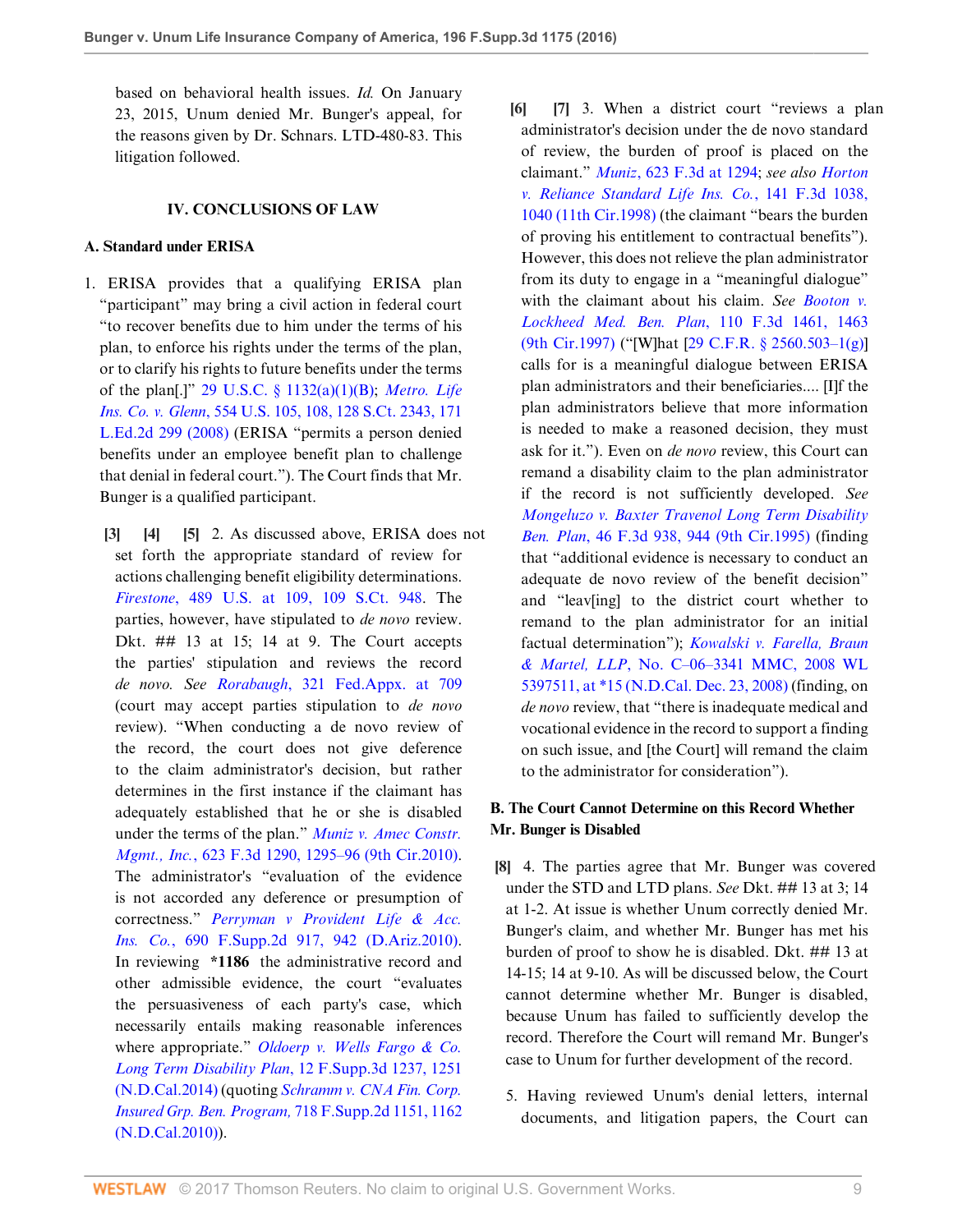based on behavioral health issues. *Id.* On January 23, 2015, Unum denied Mr. Bunger's appeal, for the reasons given by Dr. Schnars. LTD-480-83. This litigation followed.

## IV. CONCLUSIONS OF LAW

### A. Standard under ERISA

1. ERISA provides that a qualifying ERISA plan "participant" may bring a civil action in federal court "to recover benefits due to him under the terms of his plan, to enforce his rights under the terms of the plan, or to clarify his rights to future benefits under the terms of the plan[.]" 29 U.S.C. § 1132(a)(1)(B); *Metro. Life Ins. Co. v. Glenn*, 554 U.S. 105, 108, 128 S.Ct. 2343, 171 L.Ed.2d 299 (2008) (ERISA "permits a person denied benefits under an employee benefit plan to challenge that denial in federal court."). The Court finds that Mr. Bunger is a qualified participant.

**[3] [4] [5]** 2. As discussed above, ERISA does not set forth the appropriate standard of review for actions challenging benefit eligibility determinations. *Firestone*, 489 U.S. at 109, 109 S.Ct. 948. The parties, however, have stipulated to *de novo* review. Dkt. ## 13 at 15; 14 at 9. The Court accepts the parties' stipulation and reviews the record *de novo*. *See Rorabaugh*, 321 Fed.Appx. at 709 (court may accept parties stipulation to *de novo* review). "When conducting a de novo review of the record, the court does not give deference to the claim administrator's decision, but rather determines in the first instance if the claimant has adequately established that he or she is disabled under the terms of the plan." *Muniz v. Amec Constr. Mgmt., Inc.*, 623 F.3d 1290, 1295–96 (9th Cir.2010). The administrator's "evaluation of the evidence is not accorded any deference or presumption of correctness." *Perryman v Provident Life & Acc. Ins. Co.*, 690 F.Supp.2d 917, 942 (D.Ariz.2010). In reviewing **\*1186** the administrative record and other admissible evidence, the court "evaluates the persuasiveness of each party's case, which necessarily entails making reasonable inferences where appropriate." *Oldoerp v. Wells Fargo & Co. Long Term Disability Plan*, 12 F.Supp.3d 1237, 1251 (N.D.Cal.2014) (quoting *Schramm v. CNA Fin. Corp. Insured Grp. Ben. Program*, 718 F.Supp.2d 1151, 1162 (N.D.Cal.2010)).

**[6] [7]** 3. When a district court "reviews a plan administrator's decision under the de novo standard of review, the burden of proof is placed on the claimant." *Muniz*, 623 F.3d at 1294; *see also Horton v. Reliance Standard Life Ins. Co.*, 141 F.3d 1038, 1040 (11th Cir.1998) (the claimant "bears the burden of proving his entitlement to contractual benefits"). However, this does not relieve the plan administrator from its duty to engage in a "meaningful dialogue" with the claimant about his claim. *See Booton v. Lockheed Med. Ben. Plan*, 110 F.3d 1461, 1463 (9th Cir.1997) ("[W]hat [29 C.F.R. § 2560.503–1(g)] calls for is a meaningful dialogue between ERISA plan administrators and their beneficiaries.... [I]f the plan administrators believe that more information is needed to make a reasoned decision, they must ask for it."). Even on *de novo* review, this Court can remand a disability claim to the plan administrator if the record is not sufficiently developed. *See Mongeluzo v. Baxter Travenol Long Term Disability Ben. Plan*, 46 F.3d 938, 944 (9th Cir.1995) (finding that "additional evidence is necessary to conduct an adequate de novo review of the benefit decision" and "leav[ing] to the district court whether to remand to the plan administrator for an initial factual determination"); *Kowalski v. Farella, Braun & Martel, LLP*, No. C–06–3341 MMC, 2008 WL 5397511, at \*15 (N.D.Cal. Dec. 23, 2008) (finding, on *de novo* review, that "there is inadequate medical and vocational evidence in the record to support a finding on such issue, and [the Court] will remand the claim to the administrator for consideration").

### B. The Court Cannot Determine on this Record Whether Mr. Bunger is Disabled

**[8]** 4. The parties agree that Mr. Bunger was covered under the STD and LTD plans. *See* Dkt. ## 13 at 3; 14 at 1-2. At issue is whether Unum correctly denied Mr. Bunger's claim, and whether Mr. Bunger has met his burden of proof to show he is disabled. Dkt. ## 13 at 14-15; 14 at 9-10. As will be discussed below, the Court cannot determine whether Mr. Bunger is disabled, because Unum has failed to sufficiently develop the record. Therefore the Court will remand Mr. Bunger's case to Unum for further development of the record.

5. Having reviewed Unum's denial letters, internal documents, and litigation papers, the Court can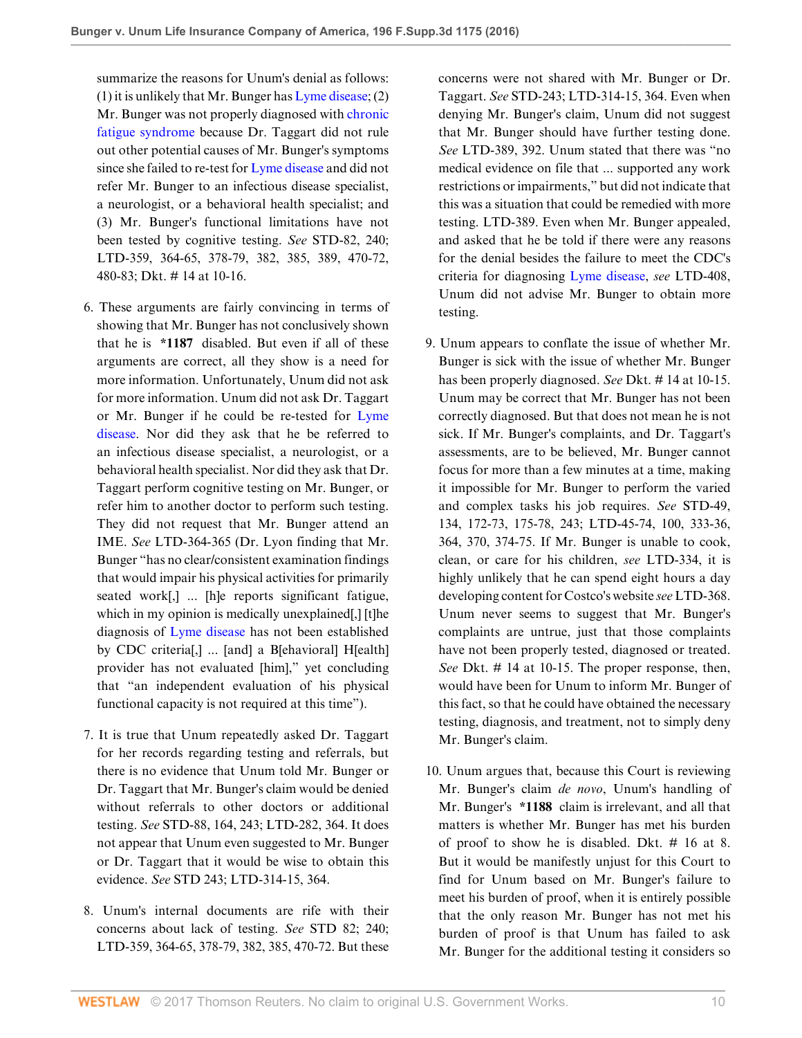summarize the reasons for Unum's denial as follows: (1) it is unlikely that Mr. Bunger has Lyme disease; (2) Mr. Bunger was not properly diagnosed with chronic fatigue syndrome because Dr. Taggart did not rule out other potential causes of Mr. Bunger's symptoms since she failed to re-test for Lyme disease and did not refer Mr. Bunger to an infectious disease specialist, a neurologist, or a behavioral health specialist; and (3) Mr. Bunger's functional limitations have not been tested by cognitive testing. *See* STD-82, 240; LTD-359, 364-65, 378-79, 382, 385, 389, 470-72, 480-83; Dkt. # 14 at 10-16.

6. These arguments are fairly convincing in terms of showing that Mr. Bunger has not conclusively shown that he is **\*1187** disabled. But even if all of these arguments are correct, all they show is a need for more information. Unfortunately, Unum did not ask for more information. Unum did not ask Dr. Taggart or Mr. Bunger if he could be re-tested for Lyme disease. Nor did they ask that he be referred to an infectious disease specialist, a neurologist, or a behavioral health specialist. Nor did they ask that Dr. Taggart perform cognitive testing on Mr. Bunger, or refer him to another doctor to perform such testing. They did not request that Mr. Bunger attend an IME. *See* LTD-364-365 (Dr. Lyon finding that Mr. Bunger "has no clear/consistent examination findings that would impair his physical activities for primarily seated work[,] ... [h]e reports significant fatigue, which in my opinion is medically unexplained[,] [t]he diagnosis of Lyme disease has not been established by CDC criteria[,] ... [and] a B[ehavioral] H[ealth] provider has not evaluated [him]," yet concluding that "an independent evaluation of his physical functional capacity is not required at this time").

7. It is true that Unum repeatedly asked Dr. Taggart for her records regarding testing and referrals, but there is no evidence that Unum told Mr. Bunger or Dr. Taggart that Mr. Bunger's claim would be denied without referrals to other doctors or additional testing. *See* STD-88, 164, 243; LTD-282, 364. It does not appear that Unum even suggested to Mr. Bunger or Dr. Taggart that it would be wise to obtain this evidence. *See* STD 243; LTD-314-15, 364.

8. Unum's internal documents are rife with their concerns about lack of testing. *See* STD 82; 240; LTD-359, 364-65, 378-79, 382, 385, 470-72. But these concerns were not shared with Mr. Bunger or Dr. Taggart. *See* STD-243; LTD-314-15, 364. Even when denying Mr. Bunger's claim, Unum did not suggest that Mr. Bunger should have further testing done. *See* LTD-389, 392. Unum stated that there was "no medical evidence on file that ... supported any work restrictions or impairments," but did not indicate that this was a situation that could be remedied with more testing. LTD-389. Even when Mr. Bunger appealed, and asked that he be told if there were any reasons for the denial besides the failure to meet the CDC's criteria for diagnosing Lyme disease, *see* LTD-408, Unum did not advise Mr. Bunger to obtain more testing.

9. Unum appears to conflate the issue of whether Mr. Bunger is sick with the issue of whether Mr. Bunger has been properly diagnosed. *See* Dkt. # 14 at 10-15. Unum may be correct that Mr. Bunger has not been correctly diagnosed. But that does not mean he is not sick. If Mr. Bunger's complaints, and Dr. Taggart's assessments, are to be believed, Mr. Bunger cannot focus for more than a few minutes at a time, making it impossible for Mr. Bunger to perform the varied and complex tasks his job requires. *See* STD-49, 134, 172-73, 175-78, 243; LTD-45-74, 100, 333-36, 364, 370, 374-75. If Mr. Bunger is unable to cook, clean, or care for his children, *see* LTD-334, it is highly unlikely that he can spend eight hours a day developing content for Costco's website *see* LTD-368. Unum never seems to suggest that Mr. Bunger's complaints are untrue, just that those complaints have not been properly tested, diagnosed or treated. *See* Dkt. # 14 at 10-15. The proper response, then, would have been for Unum to inform Mr. Bunger of this fact, so that he could have obtained the necessary testing, diagnosis, and treatment, not to simply deny Mr. Bunger's claim.

10. Unum argues that, because this Court is reviewing Mr. Bunger's claim *de novo*, Unum's handling of Mr. Bunger's **\*1188** claim is irrelevant, and all that matters is whether Mr. Bunger has met his burden of proof to show he is disabled. Dkt. # 16 at 8. But it would be manifestly unjust for this Court to find for Unum based on Mr. Bunger's failure to meet his burden of proof, when it is entirely possible that the only reason Mr. Bunger has not met his burden of proof is that Unum has failed to ask Mr. Bunger for the additional testing it considers so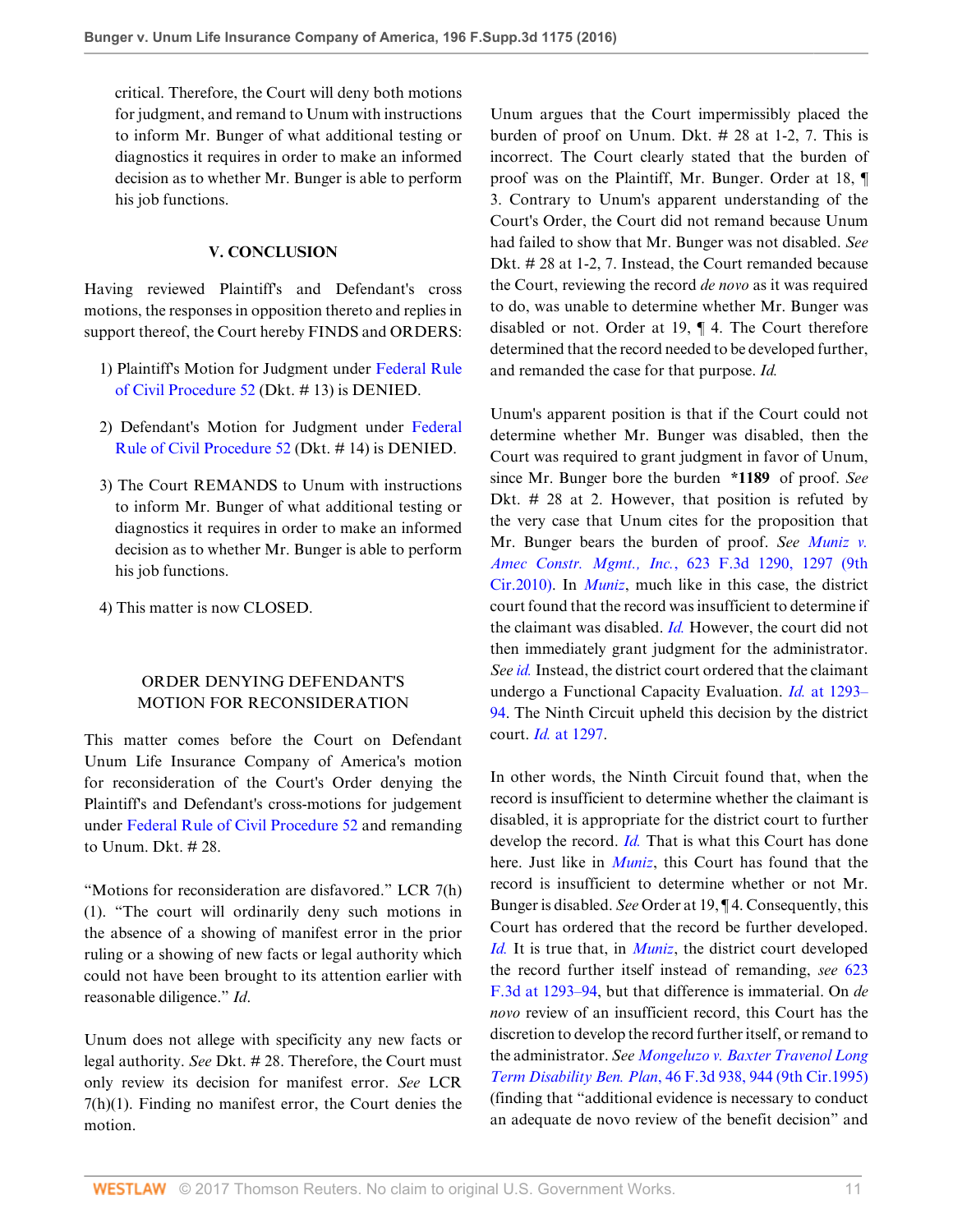critical. Therefore, the Court will deny both motions for judgment, and remand to Unum with instructions to inform Mr. Bunger of what additional testing or diagnostics it requires in order to make an informed decision as to whether Mr. Bunger is able to perform his job functions.

## V. CONCLUSION

Having reviewed Plaintiff's and Defendant's cross motions, the responses in opposition thereto and replies in support thereof, the Court hereby FINDS and ORDERS:

1) Plaintiff's Motion for Judgment under Federal Rule of Civil Procedure 52 (Dkt. # 13) is DENIED.

2) Defendant's Motion for Judgment under Federal Rule of Civil Procedure 52 (Dkt. # 14) is DENIED.

3) The Court REMANDS to Unum with instructions to inform Mr. Bunger of what additional testing or diagnostics it requires in order to make an informed decision as to whether Mr. Bunger is able to perform his job functions.

4) This matter is now CLOSED.

## ORDER DENYING DEFENDANT'S MOTION FOR RECONSIDERATION

This matter comes before the Court on Defendant Unum Life Insurance Company of America's motion for reconsideration of the Court's Order denying the Plaintiff's and Defendant's cross-motions for judgement under Federal Rule of Civil Procedure 52 and remanding to Unum. Dkt. # 28.

"Motions for reconsideration are disfavored." LCR 7(h)(1). "The court will ordinarily deny such motions in the absence of a showing of manifest error in the prior ruling or a showing of new facts or legal authority which could not have been brought to its attention earlier with reasonable diligence." *Id.*

Unum does not allege with specificity any new facts or legal authority. *See* Dkt. # 28. Therefore, the Court must only review its decision for manifest error. *See* LCR 7(h)(1). Finding no manifest error, the Court denies the motion.

Unum argues that the Court impermissibly placed the burden of proof on Unum. Dkt. # 28 at 1-2, 7. This is incorrect. The Court clearly stated that the burden of proof was on the Plaintiff, Mr. Bunger. Order at 18, ¶ 3. Contrary to Unum's apparent understanding of the Court's Order, the Court did not remand because Unum had failed to show that Mr. Bunger was not disabled. *See* Dkt. # 28 at 1-2, 7. Instead, the Court remanded because the Court, reviewing the record *de novo* as it was required to do, was unable to determine whether Mr. Bunger was disabled or not. Order at 19, ¶ 4. The Court therefore determined that the record needed to be developed further, and remanded the case for that purpose. *Id.*

Unum's apparent position is that if the Court could not determine whether Mr. Bunger was disabled, then the Court was required to grant judgment in favor of Unum, since Mr. Bunger bore the burden **\*1189** of proof. *See* Dkt. # 28 at 2. However, that position is refuted by the very case that Unum cites for the proposition that Mr. Bunger bears the burden of proof. *See Muniz v. Amec Constr. Mgmt., Inc.*, 623 F.3d 1290, 1297 (9th Cir.2010). In *Muniz*, much like in this case, the district court found that the record was insufficient to determine if the claimant was disabled. *Id.* However, the court did not then immediately grant judgment for the administrator. *See id.* Instead, the district court ordered that the claimant undergo a Functional Capacity Evaluation. *Id.* at 1293–94. The Ninth Circuit upheld this decision by the district court. *Id.* at 1297.

In other words, the Ninth Circuit found that, when the record is insufficient to determine whether the claimant is disabled, it is appropriate for the district court to further develop the record. *Id.* That is what this Court has done here. Just like in *Muniz*, this Court has found that the record is insufficient to determine whether or not Mr. Bunger is disabled. *See* Order at 19, ¶ 4. Consequently, this Court has ordered that the record be further developed. *Id.* It is true that, in *Muniz*, the district court developed the record further itself instead of remanding, *see* 623 F.3d at 1293–94, but that difference is immaterial. On *de novo* review of an insufficient record, this Court has the discretion to develop the record further itself, or remand to the administrator. *See Mongeluzo v. Baxter Travenol Long Term Disability Ben. Plan*, 46 F.3d 938, 944 (9th Cir.1995) (finding that "additional evidence is necessary to conduct an adequate de novo review of the benefit decision" and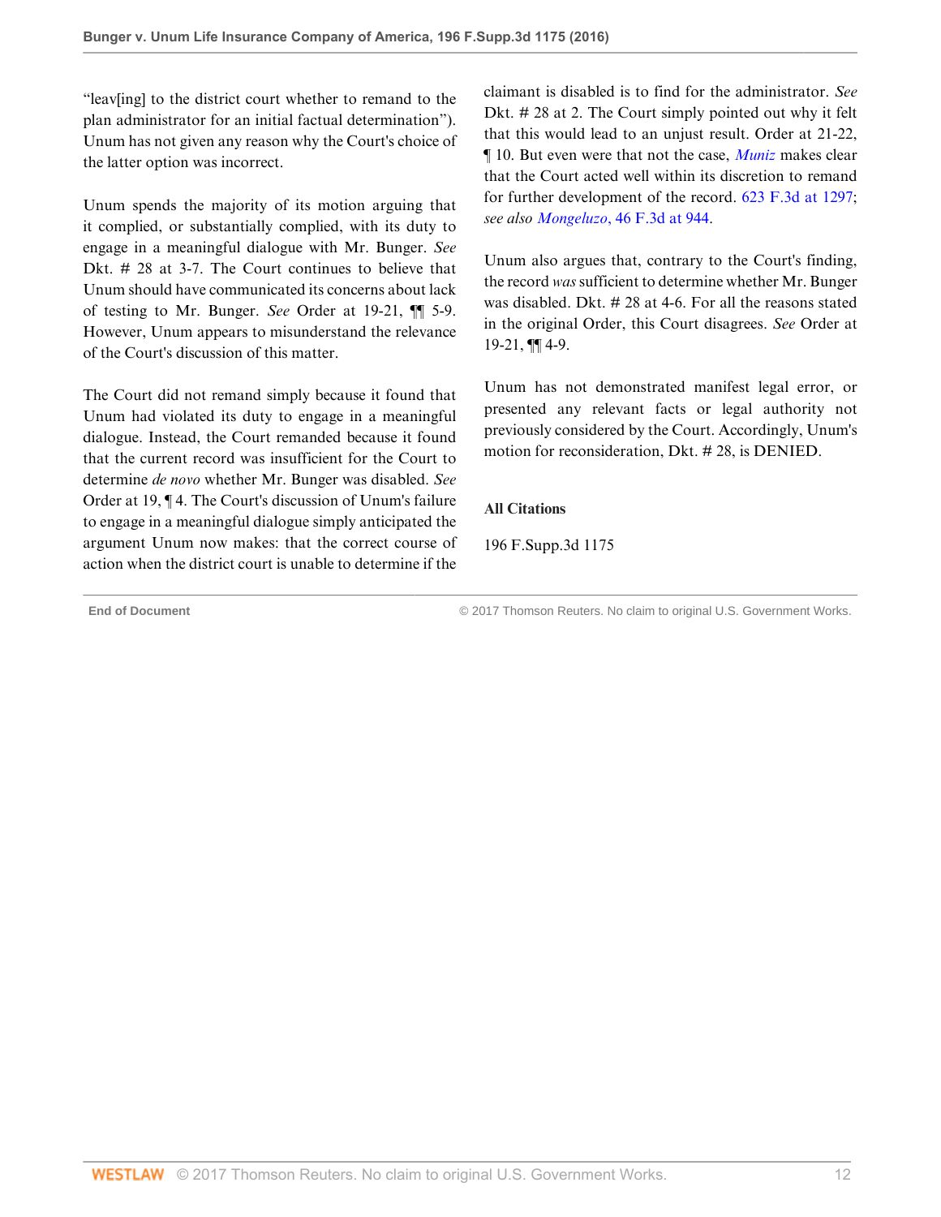"leav[ing] to the district court whether to remand to the plan administrator for an initial factual determination"). Unum has not given any reason why the Court's choice of the latter option was incorrect.

Unum spends the majority of its motion arguing that it complied, or substantially complied, with its duty to engage in a meaningful dialogue with Mr. Bunger. *See* Dkt. # 28 at 3-7. The Court continues to believe that Unum should have communicated its concerns about lack of testing to Mr. Bunger. *See* Order at 19-21, ¶¶ 5-9. However, Unum appears to misunderstand the relevance of the Court's discussion of this matter.

The Court did not remand simply because it found that Unum had violated its duty to engage in a meaningful dialogue. Instead, the Court remanded because it found that the current record was insufficient for the Court to determine *de novo* whether Mr. Bunger was disabled. *See* Order at 19, ¶ 4. The Court's discussion of Unum's failure to engage in a meaningful dialogue simply anticipated the argument Unum now makes: that the correct course of action when the district court is unable to determine if the claimant is disabled is to find for the administrator. *See* Dkt. # 28 at 2. The Court simply pointed out why it felt that this would lead to an unjust result. Order at 21-22, ¶ 10. But even were that not the case, *Muniz* makes clear that the Court acted well within its discretion to remand for further development of the record. 623 F.3d at 1297; *see also Mongeluzo*, 46 F.3d at 944.

Unum also argues that, contrary to the Court's finding, the record *was* sufficient to determine whether Mr. Bunger was disabled. Dkt. # 28 at 4-6. For all the reasons stated in the original Order, this Court disagrees. *See* Order at 19-21, ¶¶ 4-9.

Unum has not demonstrated manifest legal error, or presented any relevant facts or legal authority not previously considered by the Court. Accordingly, Unum's motion for reconsideration, Dkt. # 28, is DENIED.

**All Citations**

196 F.Supp.3d 1175

End of Document